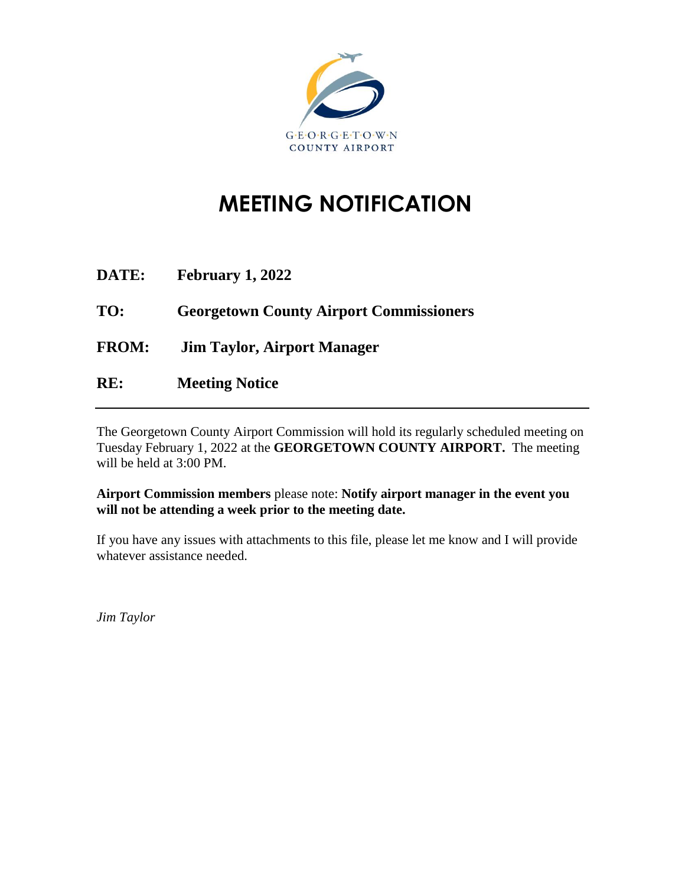GEORGETOWN
COUNTY AIRPORT

# MEETING NOTIFICATION

**DATE:** **February 1, 2022**

**TO:** **Georgetown County Airport Commissioners**

**FROM:** **Jim Taylor, Airport Manager**

**RE:** **Meeting Notice**

---

The Georgetown County Airport Commission will hold its regularly scheduled meeting on Tuesday February 1, 2022 at the **GEORGETOWN COUNTY AIRPORT.** The meeting will be held at 3:00 PM.

**Airport Commission members** please note: **Notify airport manager in the event you will not be attending a week prior to the meeting date.**

If you have any issues with attachments to this file, please let me know and I will provide whatever assistance needed.

*Jim Taylor*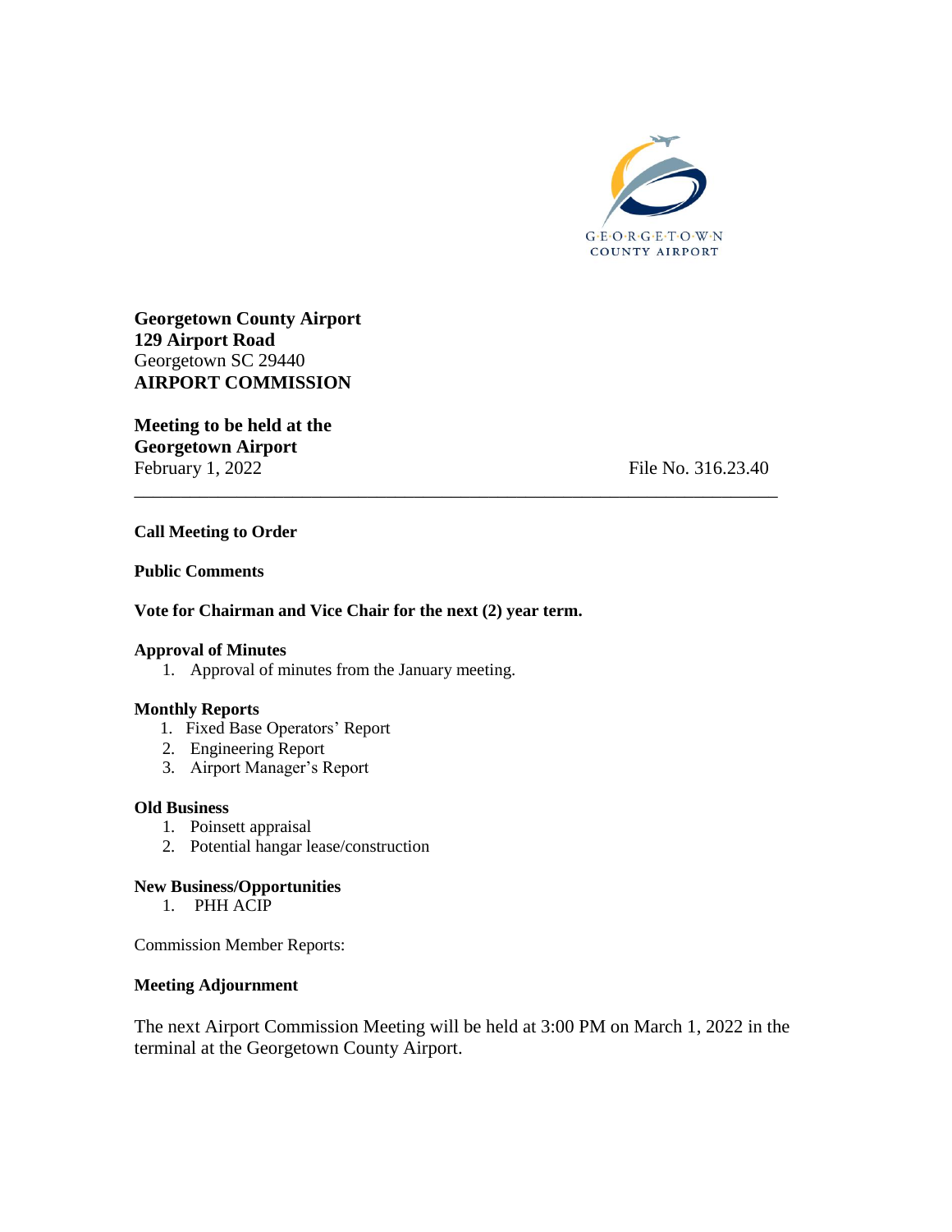GEORGETOWN
COUNTY AIRPORT

**Georgetown County Airport**
**129 Airport Road**
Georgetown SC 29440
**AIRPORT COMMISSION**

**Meeting to be held at the**
**Georgetown Airport**
February 1, 2022 File No. 316.23.40

---

**Call Meeting to Order**

**Public Comments**

**Vote for Chairman and Vice Chair for the next (2) year term.**

**Approval of Minutes**

1. Approval of minutes from the January meeting.

**Monthly Reports**

1. Fixed Base Operators' Report
2. Engineering Report
3. Airport Manager's Report

**Old Business**

1. Poinsett appraisal
2. Potential hangar lease/construction

**New Business/Opportunities**

1. PHH ACIP

Commission Member Reports:

**Meeting Adjournment**

The next Airport Commission Meeting will be held at 3:00 PM on March 1, 2022 in the terminal at the Georgetown County Airport.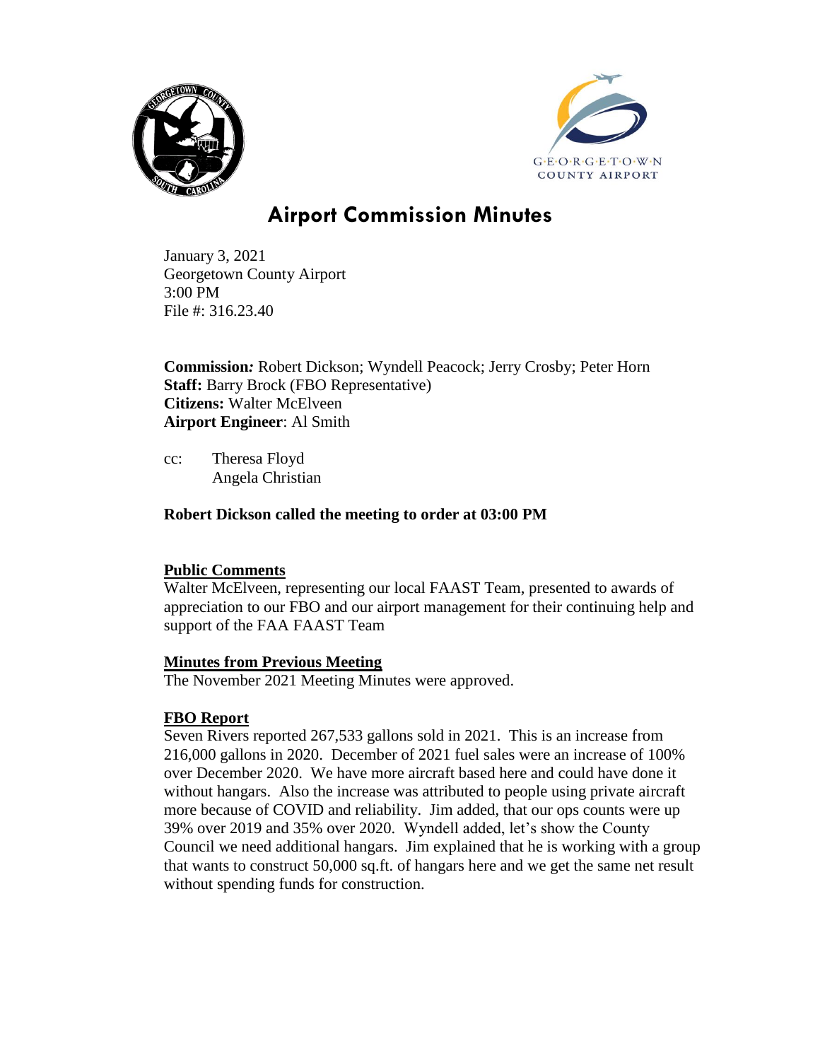# Airport Commission Minutes

January 3, 2021
Georgetown County Airport
3:00 PM
File #: 316.23.40

**Commission:** Robert Dickson; Wyndell Peacock; Jerry Crosby; Peter Horn
**Staff:** Barry Brock (FBO Representative)
**Citizens:** Walter McElveen
**Airport Engineer**: Al Smith

cc: Theresa Floyd
Angela Christian

**Robert Dickson called the meeting to order at 03:00 PM**

## Public Comments

Walter McElveen, representing our local FAAST Team, presented to awards of appreciation to our FBO and our airport management for their continuing help and support of the FAA FAAST Team

## Minutes from Previous Meeting

The November 2021 Meeting Minutes were approved.

## FBO Report

Seven Rivers reported 267,533 gallons sold in 2021. This is an increase from 216,000 gallons in 2020. December of 2021 fuel sales were an increase of 100% over December 2020. We have more aircraft based here and could have done it without hangars. Also the increase was attributed to people using private aircraft more because of COVID and reliability. Jim added, that our ops counts were up 39% over 2019 and 35% over 2020. Wyndell added, let's show the County Council we need additional hangars. Jim explained that he is working with a group that wants to construct 50,000 sq.ft. of hangars here and we get the same net result without spending funds for construction.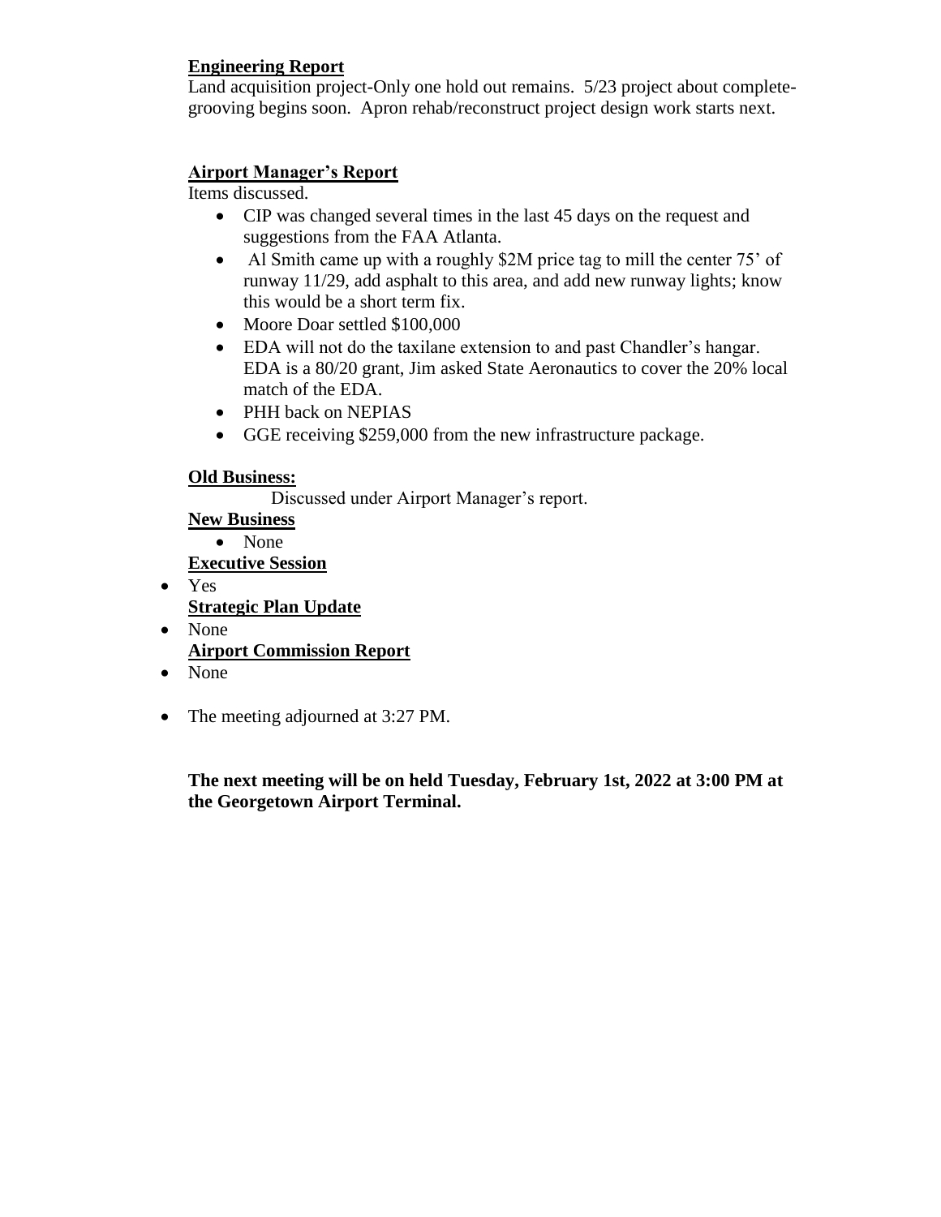**Engineering Report**

Land acquisition project-Only one hold out remains. 5/23 project about complete-grooving begins soon. Apron rehab/reconstruct project design work starts next.

**Airport Manager's Report**

Items discussed.

- CIP was changed several times in the last 45 days on the request and suggestions from the FAA Atlanta.
- Al Smith came up with a roughly $2M price tag to mill the center 75' of runway 11/29, add asphalt to this area, and add new runway lights; know this would be a short term fix.
- Moore Doar settled $100,000
- EDA will not do the taxilane extension to and past Chandler's hangar. EDA is a 80/20 grant, Jim asked State Aeronautics to cover the 20% local match of the EDA.
- PHH back on NEPIAS
- GGE receiving $259,000 from the new infrastructure package.

**Old Business:**

Discussed under Airport Manager's report.

**New Business**

- None

**Executive Session**

- Yes

**Strategic Plan Update**

- None

**Airport Commission Report**

- None

- The meeting adjourned at 3:27 PM.

**The next meeting will be on held Tuesday, February 1st, 2022 at 3:00 PM at the Georgetown Airport Terminal.**